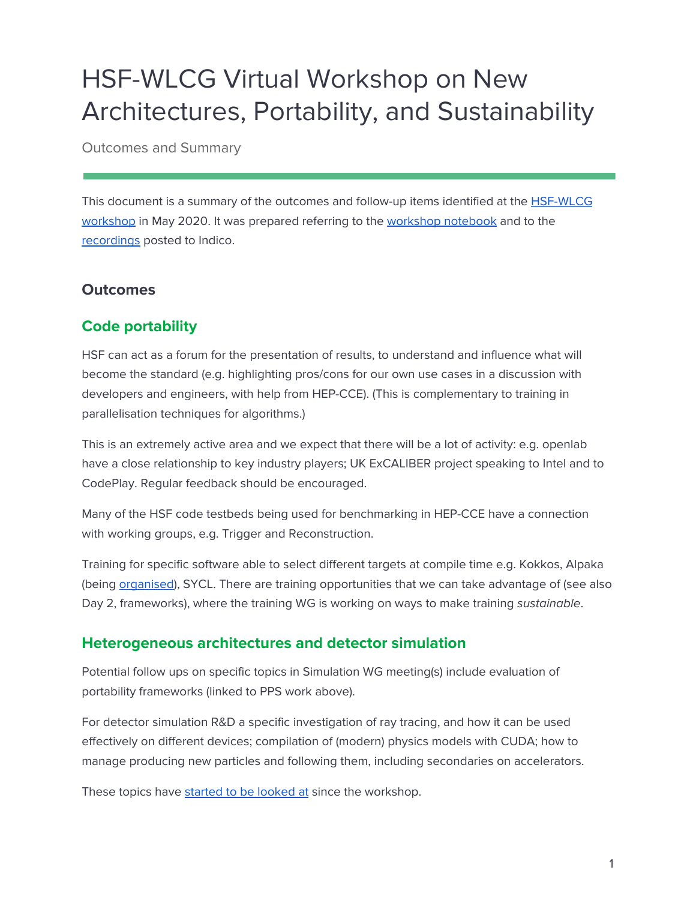# HSF-WLCG Virtual Workshop on New Architectures, Portability, and Sustainability

Outcomes and Summary

This document is a summary of the outcomes and follow-up items identified at the HSF-WLCG workshop in May 2020. It was prepared referring to the workshop notebook and to the recordings posted to Indico.

### Outcomes

## Code portability

HSF can act as a forum for the presentation of results, to understand and influence what will become the standard (e.g. highlighting pros/cons for our own use cases in a discussion with developers and engineers, with help from HEP-CCE). (This is complementary to training in parallelisation techniques for algorithms.)

This is an extremely active area and we expect that there will be a lot of activity: e.g. openlab have a close relationship to key industry players; UK ExCALIBER project speaking to Intel and to CodePlay. Regular feedback should be encouraged.

Many of the HSF code testbeds being used for benchmarking in HEP-CCE have a connection with working groups, e.g. Trigger and Reconstruction.

Training for specific software able to select different targets at compile time e.g. Kokkos, Alpaka (being organised), SYCL. There are training opportunities that we can take advantage of (see also Day 2, frameworks), where the training WG is working on ways to make training *sustainable*.

## Heterogeneous architectures and detector simulation

Potential follow ups on specific topics in Simulation WG meeting(s) include evaluation of portability frameworks (linked to PPS work above).

For detector simulation R&D a specific investigation of ray tracing, and how it can be used effectively on different devices; compilation of (modern) physics models with CUDA; how to manage producing new particles and following them, including secondaries on accelerators.

These topics have started to be looked at since the workshop.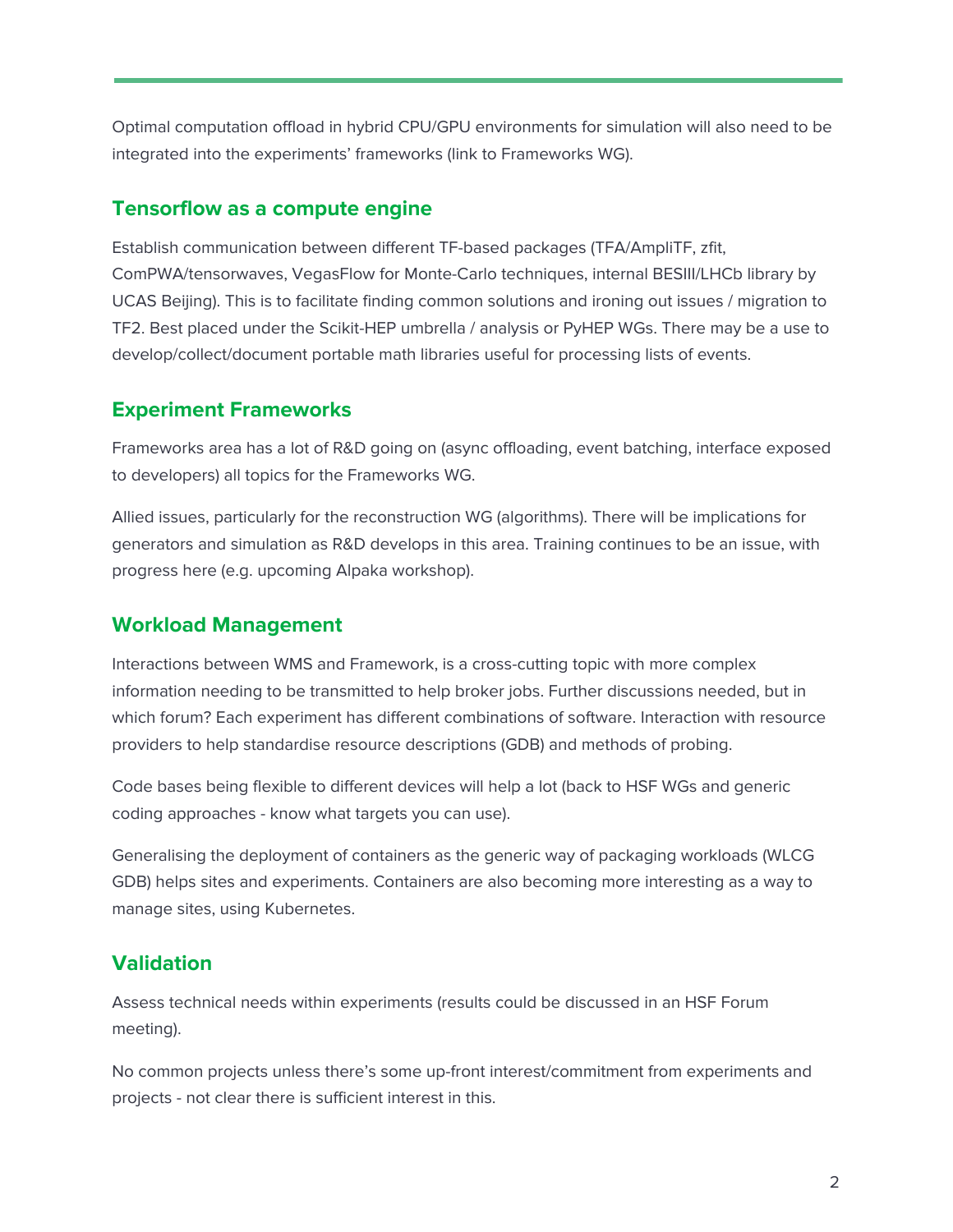Optimal computation offload in hybrid CPU/GPU environments for simulation will also need to be integrated into the experiments' frameworks (link to Frameworks WG).

## Tensorflow as a compute engine

Establish communication between different TF-based packages (TFA/AmpliTF, zfit, ComPWA/tensorwaves, VegasFlow for Monte-Carlo techniques, internal BESIII/LHCb library by UCAS Beijing). This is to facilitate finding common solutions and ironing out issues / migration to TF2. Best placed under the Scikit-HEP umbrella / analysis or PyHEP WGs. There may be a use to develop/collect/document portable math libraries useful for processing lists of events.

## Experiment Frameworks

Frameworks area has a lot of R&D going on (async offloading, event batching, interface exposed to developers) all topics for the Frameworks WG.

Allied issues, particularly for the reconstruction WG (algorithms). There will be implications for generators and simulation as R&D develops in this area. Training continues to be an issue, with progress here (e.g. upcoming Alpaka workshop).

## Workload Management

Interactions between WMS and Framework, is a cross-cutting topic with more complex information needing to be transmitted to help broker jobs. Further discussions needed, but in which forum? Each experiment has different combinations of software. Interaction with resource providers to help standardise resource descriptions (GDB) and methods of probing.

Code bases being flexible to different devices will help a lot (back to HSF WGs and generic coding approaches - know what targets you can use).

Generalising the deployment of containers as the generic way of packaging workloads (WLCG GDB) helps sites and experiments. Containers are also becoming more interesting as a way to manage sites, using Kubernetes.

## Validation

Assess technical needs within experiments (results could be discussed in an HSF Forum meeting).

No common projects unless there's some up-front interest/commitment from experiments and projects - not clear there is sufficient interest in this.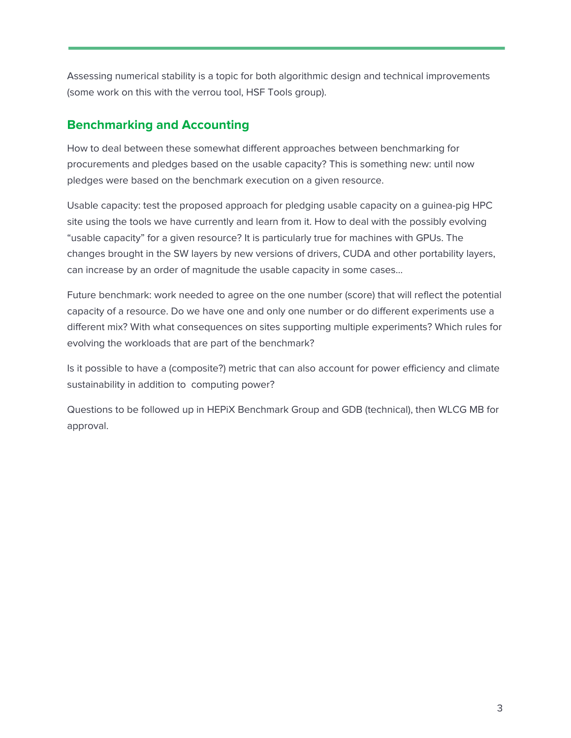Assessing numerical stability is a topic for both algorithmic design and technical improvements (some work on this with the verrou tool, HSF Tools group).

## Benchmarking and Accounting

How to deal between these somewhat different approaches between benchmarking for procurements and pledges based on the usable capacity? This is something new: until now pledges were based on the benchmark execution on a given resource.

Usable capacity: test the proposed approach for pledging usable capacity on a guinea-pig HPC site using the tools we have currently and learn from it. How to deal with the possibly evolving "usable capacity" for a given resource? It is particularly true for machines with GPUs. The changes brought in the SW layers by new versions of drivers, CUDA and other portability layers, can increase by an order of magnitude the usable capacity in some cases…

Future benchmark: work needed to agree on the one number (score) that will reflect the potential capacity of a resource. Do we have one and only one number or do different experiments use a different mix? With what consequences on sites supporting multiple experiments? Which rules for evolving the workloads that are part of the benchmark?

Is it possible to have a (composite?) metric that can also account for power efficiency and climate sustainability in addition to computing power?

Questions to be followed up in HEPiX Benchmark Group and GDB (technical), then WLCG MB for approval.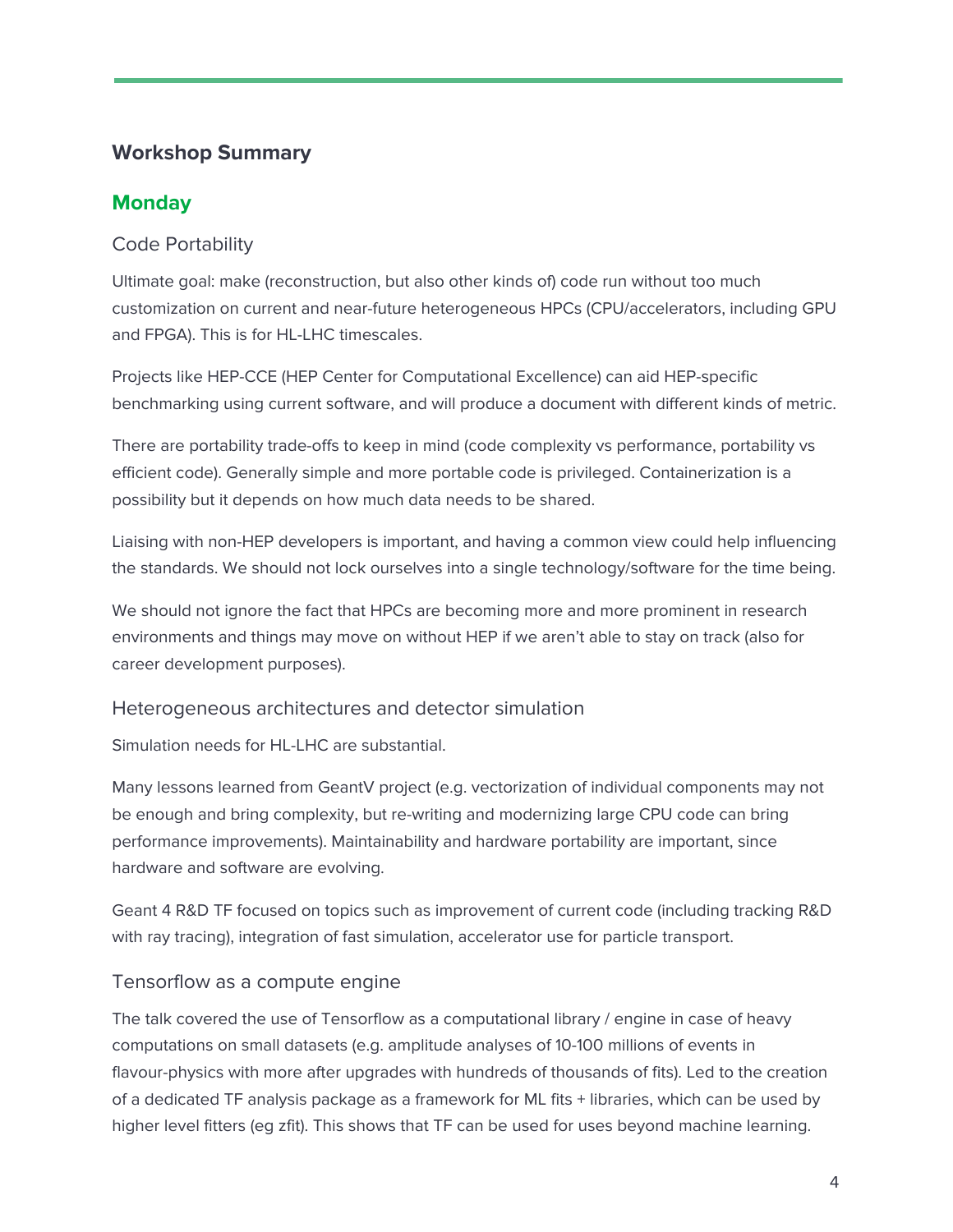## Workshop Summary

### Monday

#### Code Portability

Ultimate goal: make (reconstruction, but also other kinds of) code run without too much customization on current and near-future heterogeneous HPCs (CPU/accelerators, including GPU and FPGA). This is for HL-LHC timescales.

Projects like HEP-CCE (HEP Center for Computational Excellence) can aid HEP-specific benchmarking using current software, and will produce a document with different kinds of metric.

There are portability trade-offs to keep in mind (code complexity vs performance, portability vs efficient code). Generally simple and more portable code is privileged. Containerization is a possibility but it depends on how much data needs to be shared.

Liaising with non-HEP developers is important, and having a common view could help influencing the standards. We should not lock ourselves into a single technology/software for the time being.

We should not ignore the fact that HPCs are becoming more and more prominent in research environments and things may move on without HEP if we aren't able to stay on track (also for career development purposes).

#### Heterogeneous architectures and detector simulation

Simulation needs for HL-LHC are substantial.

Many lessons learned from GeantV project (e.g. vectorization of individual components may not be enough and bring complexity, but re-writing and modernizing large CPU code can bring performance improvements). Maintainability and hardware portability are important, since hardware and software are evolving.

Geant 4 R&D TF focused on topics such as improvement of current code (including tracking R&D with ray tracing), integration of fast simulation, accelerator use for particle transport.

#### Tensorflow as a compute engine

The talk covered the use of Tensorflow as a computational library / engine in case of heavy computations on small datasets (e.g. amplitude analyses of 10-100 millions of events in flavour-physics with more after upgrades with hundreds of thousands of fits). Led to the creation of a dedicated TF analysis package as a framework for ML fits + libraries, which can be used by higher level fitters (eg zfit). This shows that TF can be used for uses beyond machine learning.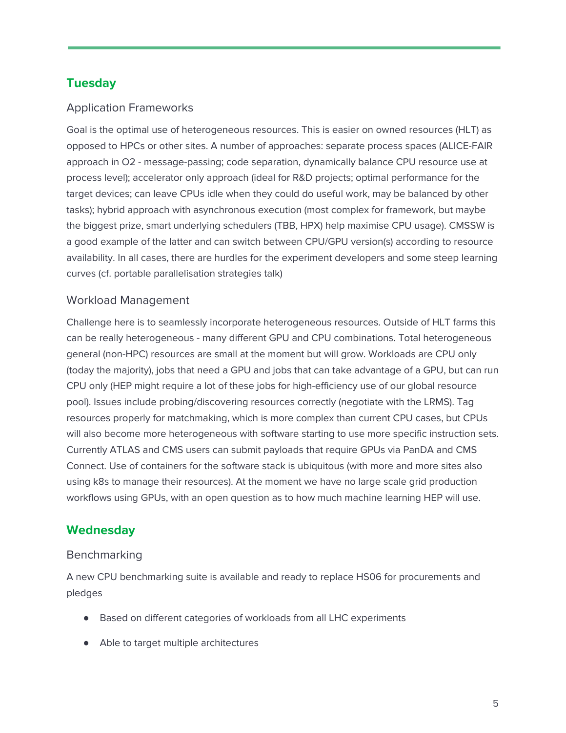## Tuesday

### Application Frameworks

Goal is the optimal use of heterogeneous resources. This is easier on owned resources (HLT) as opposed to HPCs or other sites. A number of approaches: separate process spaces (ALICE-FAIR approach in O2 - message-passing; code separation, dynamically balance CPU resource use at process level); accelerator only approach (ideal for R&D projects; optimal performance for the target devices; can leave CPUs idle when they could do useful work, may be balanced by other tasks); hybrid approach with asynchronous execution (most complex for framework, but maybe the biggest prize, smart underlying schedulers (TBB, HPX) help maximise CPU usage). CMSSW is a good example of the latter and can switch between CPU/GPU version(s) according to resource availability. In all cases, there are hurdles for the experiment developers and some steep learning curves (cf. portable parallelisation strategies talk)

### Workload Management

Challenge here is to seamlessly incorporate heterogeneous resources. Outside of HLT farms this can be really heterogeneous - many different GPU and CPU combinations. Total heterogeneous general (non-HPC) resources are small at the moment but will grow. Workloads are CPU only (today the majority), jobs that need a GPU and jobs that can take advantage of a GPU, but can run CPU only (HEP might require a lot of these jobs for high-efficiency use of our global resource pool). Issues include probing/discovering resources correctly (negotiate with the LRMS). Tag resources properly for matchmaking, which is more complex than current CPU cases, but CPUs will also become more heterogeneous with software starting to use more specific instruction sets. Currently ATLAS and CMS users can submit payloads that require GPUs via PanDA and CMS Connect. Use of containers for the software stack is ubiquitous (with more and more sites also using k8s to manage their resources). At the moment we have no large scale grid production workflows using GPUs, with an open question as to how much machine learning HEP will use.

## Wednesday

### Benchmarking

A new CPU benchmarking suite is available and ready to replace HS06 for procurements and pledges

- Based on different categories of workloads from all LHC experiments
- Able to target multiple architectures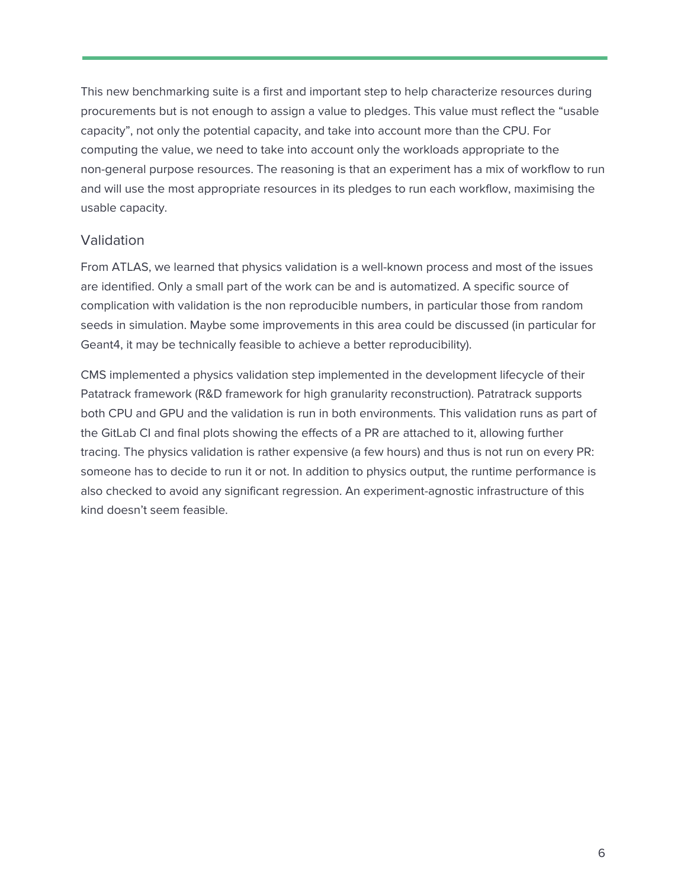This new benchmarking suite is a first and important step to help characterize resources during procurements but is not enough to assign a value to pledges. This value must reflect the "usable capacity", not only the potential capacity, and take into account more than the CPU. For computing the value, we need to take into account only the workloads appropriate to the non-general purpose resources. The reasoning is that an experiment has a mix of workflow to run and will use the most appropriate resources in its pledges to run each workflow, maximising the usable capacity.

## Validation

From ATLAS, we learned that physics validation is a well-known process and most of the issues are identified. Only a small part of the work can be and is automatized. A specific source of complication with validation is the non reproducible numbers, in particular those from random seeds in simulation. Maybe some improvements in this area could be discussed (in particular for Geant4, it may be technically feasible to achieve a better reproducibility).

CMS implemented a physics validation step implemented in the development lifecycle of their Patatrack framework (R&D framework for high granularity reconstruction). Patratrack supports both CPU and GPU and the validation is run in both environments. This validation runs as part of the GitLab CI and final plots showing the effects of a PR are attached to it, allowing further tracing. The physics validation is rather expensive (a few hours) and thus is not run on every PR: someone has to decide to run it or not. In addition to physics output, the runtime performance is also checked to avoid any significant regression. An experiment-agnostic infrastructure of this kind doesn't seem feasible.